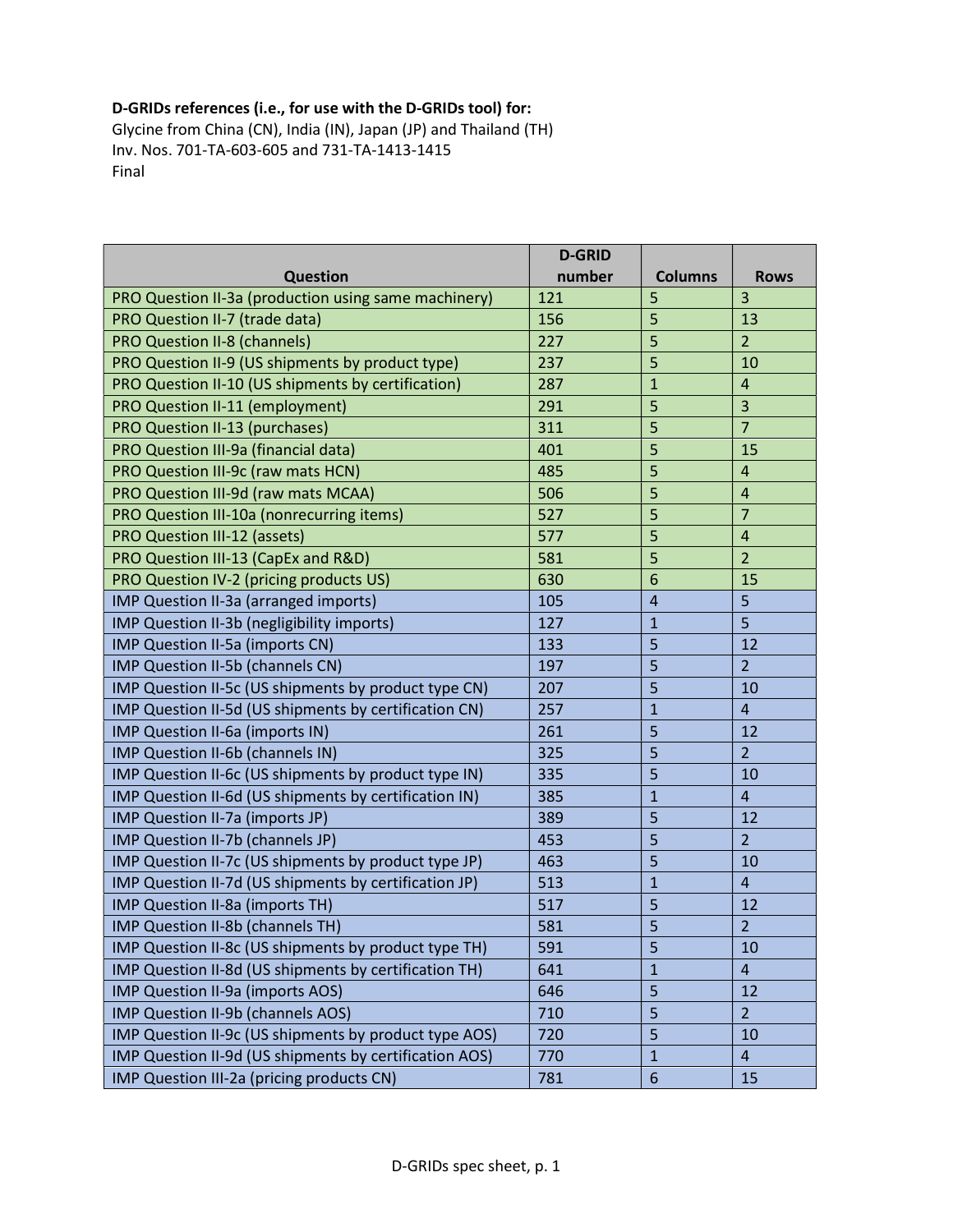**D-GRIDs references (i.e., for use with the D-GRIDs tool) for:**
Glycine from China (CN), India (IN), Japan (JP) and Thailand (TH)
Inv. Nos. 701-TA-603-605 and 731-TA-1413-1415
Final

| Question | D-GRID number | Columns | Rows |
|---|---|---|---|
| PRO Question II-3a (production using same machinery) | 121 | 5 | 3 |
| PRO Question II-7 (trade data) | 156 | 5 | 13 |
| PRO Question II-8 (channels) | 227 | 5 | 2 |
| PRO Question II-9 (US shipments by product type) | 237 | 5 | 10 |
| PRO Question II-10 (US shipments by certification) | 287 | 1 | 4 |
| PRO Question II-11 (employment) | 291 | 5 | 3 |
| PRO Question II-13 (purchases) | 311 | 5 | 7 |
| PRO Question III-9a (financial data) | 401 | 5 | 15 |
| PRO Question III-9c (raw mats HCN) | 485 | 5 | 4 |
| PRO Question III-9d (raw mats MCAA) | 506 | 5 | 4 |
| PRO Question III-10a (nonrecurring items) | 527 | 5 | 7 |
| PRO Question III-12 (assets) | 577 | 5 | 4 |
| PRO Question III-13 (CapEx and R&D) | 581 | 5 | 2 |
| PRO Question IV-2 (pricing products US) | 630 | 6 | 15 |
| IMP Question II-3a (arranged imports) | 105 | 4 | 5 |
| IMP Question II-3b (negligibility imports) | 127 | 1 | 5 |
| IMP Question II-5a (imports CN) | 133 | 5 | 12 |
| IMP Question II-5b (channels CN) | 197 | 5 | 2 |
| IMP Question II-5c (US shipments by product type CN) | 207 | 5 | 10 |
| IMP Question II-5d (US shipments by certification CN) | 257 | 1 | 4 |
| IMP Question II-6a (imports IN) | 261 | 5 | 12 |
| IMP Question II-6b (channels IN) | 325 | 5 | 2 |
| IMP Question II-6c (US shipments by product type IN) | 335 | 5 | 10 |
| IMP Question II-6d (US shipments by certification IN) | 385 | 1 | 4 |
| IMP Question II-7a (imports JP) | 389 | 5 | 12 |
| IMP Question II-7b (channels JP) | 453 | 5 | 2 |
| IMP Question II-7c (US shipments by product type JP) | 463 | 5 | 10 |
| IMP Question II-7d (US shipments by certification JP) | 513 | 1 | 4 |
| IMP Question II-8a (imports TH) | 517 | 5 | 12 |
| IMP Question II-8b (channels TH) | 581 | 5 | 2 |
| IMP Question II-8c (US shipments by product type TH) | 591 | 5 | 10 |
| IMP Question II-8d (US shipments by certification TH) | 641 | 1 | 4 |
| IMP Question II-9a (imports AOS) | 646 | 5 | 12 |
| IMP Question II-9b (channels AOS) | 710 | 5 | 2 |
| IMP Question II-9c (US shipments by product type AOS) | 720 | 5 | 10 |
| IMP Question II-9d (US shipments by certification AOS) | 770 | 1 | 4 |
| IMP Question III-2a (pricing products CN) | 781 | 6 | 15 |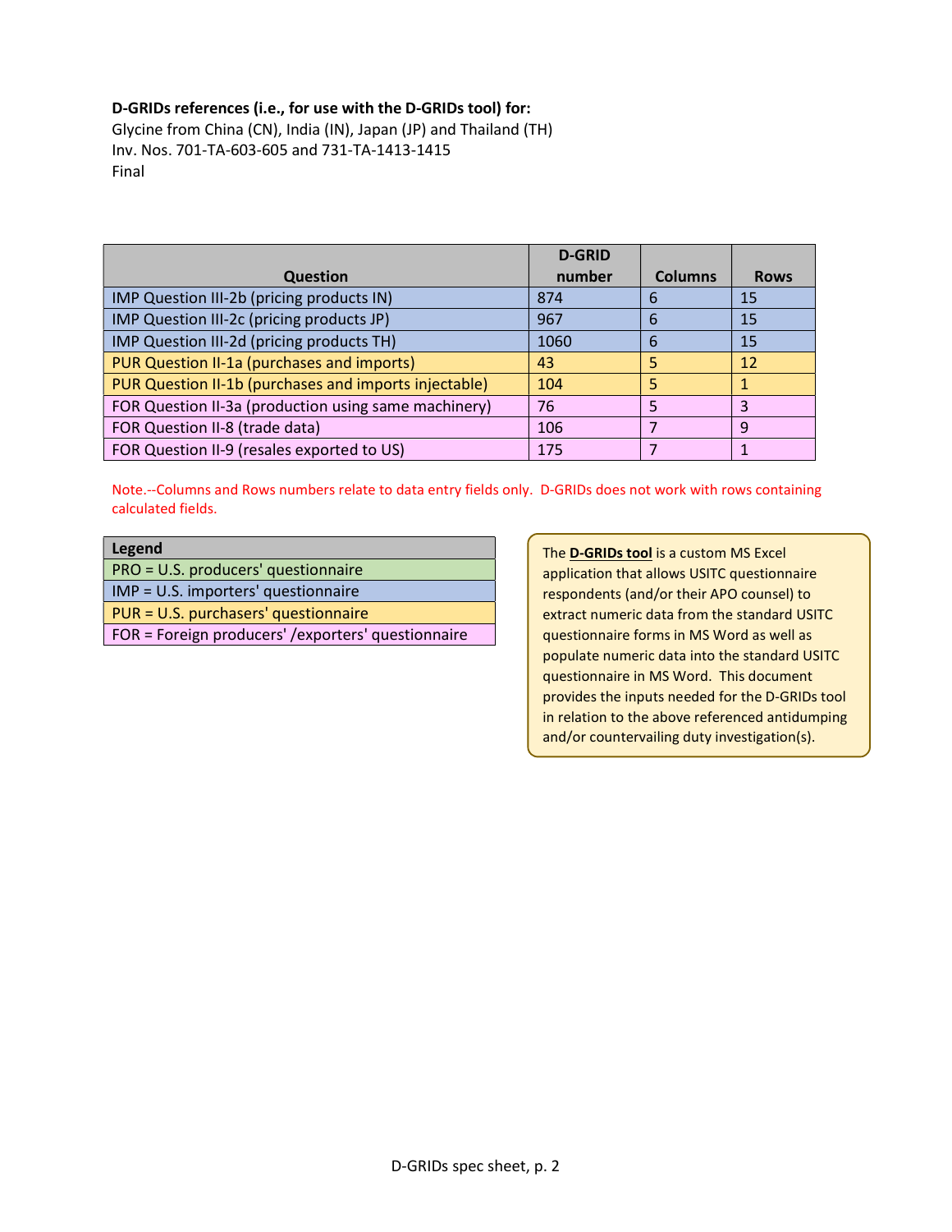**D-GRIDs references (i.e., for use with the D-GRIDs tool) for:**
Glycine from China (CN), India (IN), Japan (JP) and Thailand (TH)
Inv. Nos. 701-TA-603-605 and 731-TA-1413-1415
Final

| Question | D-GRID number | Columns | Rows |
|---|---|---|---|
| IMP Question III-2b (pricing products IN) | 874 | 6 | 15 |
| IMP Question III-2c (pricing products JP) | 967 | 6 | 15 |
| IMP Question III-2d (pricing products TH) | 1060 | 6 | 15 |
| PUR Question II-1a (purchases and imports) | 43 | 5 | 12 |
| PUR Question II-1b (purchases and imports injectable) | 104 | 5 | 1 |
| FOR Question II-3a (production using same machinery) | 76 | 5 | 3 |
| FOR Question II-8 (trade data) | 106 | 7 | 9 |
| FOR Question II-9 (resales exported to US) | 175 | 7 | 1 |

Note.--Columns and Rows numbers relate to data entry fields only. D-GRIDs does not work with rows containing calculated fields.

| Legend |
|---|
| PRO = U.S. producers' questionnaire |
| IMP = U.S. importers' questionnaire |
| PUR = U.S. purchasers' questionnaire |
| FOR = Foreign producers' /exporters' questionnaire |

The **D-GRIDs tool** is a custom MS Excel application that allows USITC questionnaire respondents (and/or their APO counsel) to extract numeric data from the standard USITC questionnaire forms in MS Word as well as populate numeric data into the standard USITC questionnaire in MS Word. This document provides the inputs needed for the D-GRIDs tool in relation to the above referenced antidumping and/or countervailing duty investigation(s).